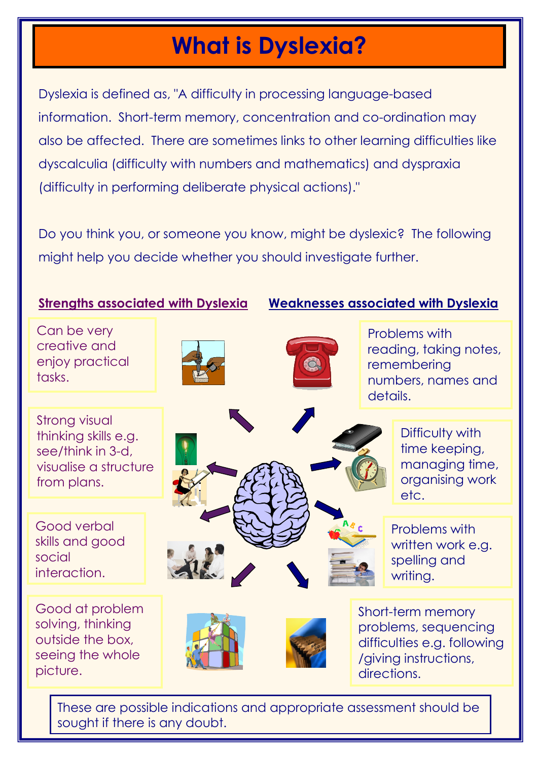# What is Dyslexia?

Dyslexia is defined as, "A difficulty in processing language-based information. Short-term memory, concentration and co-ordination may also be affected. There are sometimes links to other learning difficulties like dyscalculia (difficulty with numbers and mathematics) and dyspraxia (difficulty in performing deliberate physical actions)."

Do you think you, or someone you know, might be dyslexic? The following might help you decide whether you should investigate further.

## Strengths associated with Dyslexia

- Can be very creative and enjoy practical tasks.
- Strong visual thinking skills e.g. see/think in 3-d, visualise a structure from plans.
- Good verbal skills and good social interaction.
- Good at problem solving, thinking outside the box, seeing the whole picture.

## Weaknesses associated with Dyslexia

- Problems with reading, taking notes, remembering numbers, names and details.
- Difficulty with time keeping, managing time, organising work etc.
- Problems with written work e.g. spelling and writing.
- Short-term memory problems, sequencing difficulties e.g. following /giving instructions, directions.

These are possible indications and appropriate assessment should be sought if there is any doubt.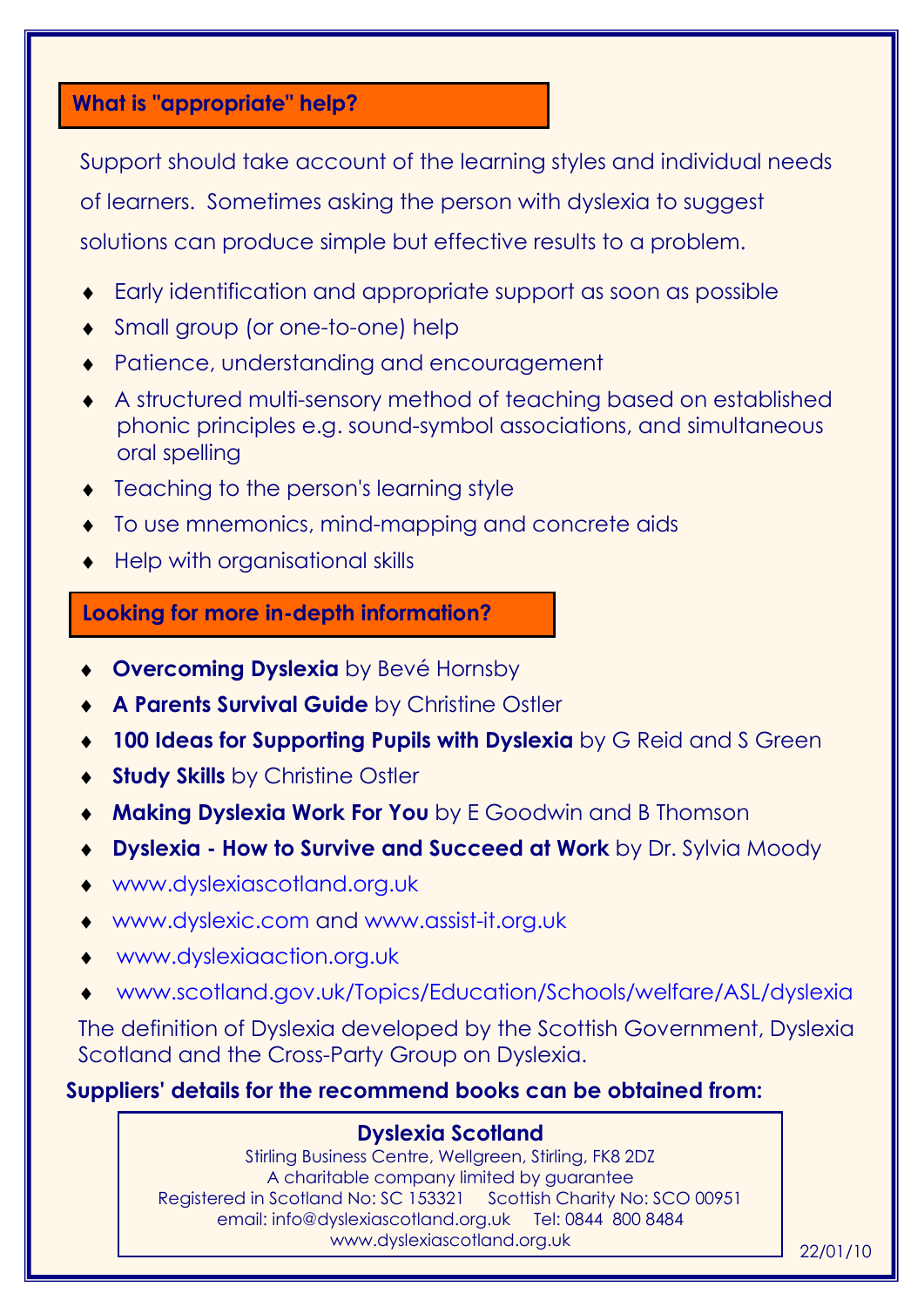## What is "appropriate" help?

Support should take account of the learning styles and individual needs of learners. Sometimes asking the person with dyslexia to suggest solutions can produce simple but effective results to a problem.

- Early identification and appropriate support as soon as possible
- Small group (or one-to-one) help
- Patience, understanding and encouragement
- A structured multi-sensory method of teaching based on established phonic principles e.g. sound-symbol associations, and simultaneous oral spelling
- Teaching to the person's learning style
- To use mnemonics, mind-mapping and concrete aids
- Help with organisational skills

## Looking for more in-depth information?

- **Overcoming Dyslexia** by Bevé Hornsby
- **A Parents Survival Guide** by Christine Ostler
- **100 Ideas for Supporting Pupils with Dyslexia** by G Reid and S Green
- **Study Skills** by Christine Ostler
- **Making Dyslexia Work For You** by E Goodwin and B Thomson
- **Dyslexia - How to Survive and Succeed at Work** by Dr. Sylvia Moody
- www.dyslexiascotland.org.uk
- www.dyslexic.com and www.assist-it.org.uk
- www.dyslexiaaction.org.uk
- www.scotland.gov.uk/Topics/Education/Schools/welfare/ASL/dyslexia

The definition of Dyslexia developed by the Scottish Government, Dyslexia Scotland and the Cross-Party Group on Dyslexia.

**Suppliers' details for the recommend books can be obtained from:**

**Dyslexia Scotland**
Stirling Business Centre, Wellgreen, Stirling, FK8 2DZ
A charitable company limited by guarantee
Registered in Scotland No: SC 153321 Scottish Charity No: SCO 00951
email: info@dyslexiascotland.org.uk Tel: 0844 800 8484
www.dyslexiascotland.org.uk

22/01/10